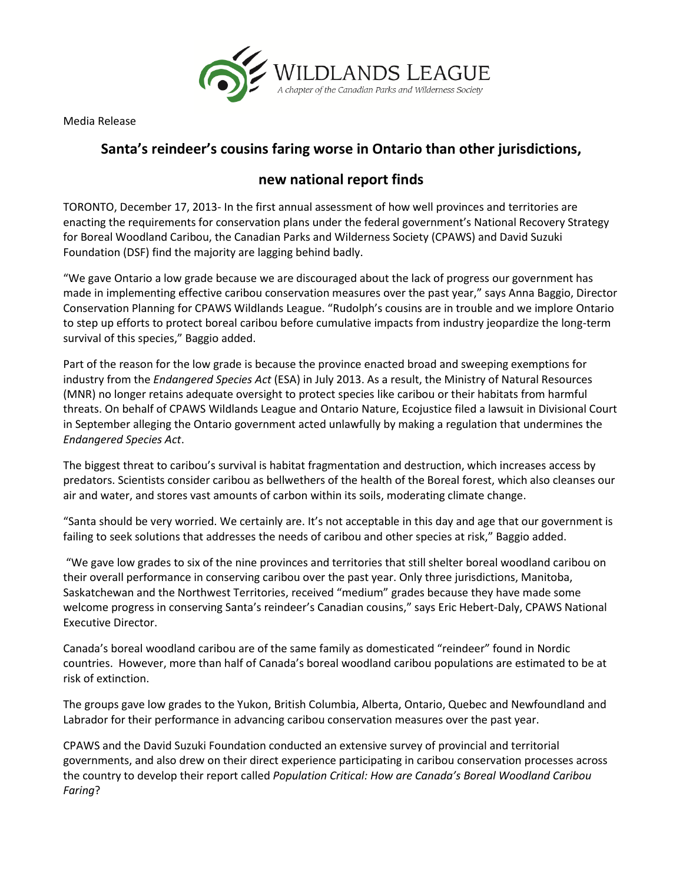WILDLANDS LEAGUE
A chapter of the Canadian Parks and Wilderness Society

Media Release

## Santa's reindeer's cousins faring worse in Ontario than other jurisdictions, new national report finds

TORONTO, December 17, 2013- In the first annual assessment of how well provinces and territories are enacting the requirements for conservation plans under the federal government's National Recovery Strategy for Boreal Woodland Caribou, the Canadian Parks and Wilderness Society (CPAWS) and David Suzuki Foundation (DSF) find the majority are lagging behind badly.

"We gave Ontario a low grade because we are discouraged about the lack of progress our government has made in implementing effective caribou conservation measures over the past year," says Anna Baggio, Director Conservation Planning for CPAWS Wildlands League. "Rudolph's cousins are in trouble and we implore Ontario to step up efforts to protect boreal caribou before cumulative impacts from industry jeopardize the long-term survival of this species," Baggio added.

Part of the reason for the low grade is because the province enacted broad and sweeping exemptions for industry from the *Endangered Species Act* (ESA) in July 2013. As a result, the Ministry of Natural Resources (MNR) no longer retains adequate oversight to protect species like caribou or their habitats from harmful threats. On behalf of CPAWS Wildlands League and Ontario Nature, Ecojustice filed a lawsuit in Divisional Court in September alleging the Ontario government acted unlawfully by making a regulation that undermines the *Endangered Species Act*.

The biggest threat to caribou's survival is habitat fragmentation and destruction, which increases access by predators. Scientists consider caribou as bellwethers of the health of the Boreal forest, which also cleanses our air and water, and stores vast amounts of carbon within its soils, moderating climate change.

"Santa should be very worried. We certainly are. It's not acceptable in this day and age that our government is failing to seek solutions that addresses the needs of caribou and other species at risk," Baggio added.

"We gave low grades to six of the nine provinces and territories that still shelter boreal woodland caribou on their overall performance in conserving caribou over the past year. Only three jurisdictions, Manitoba, Saskatchewan and the Northwest Territories, received "medium" grades because they have made some welcome progress in conserving Santa's reindeer's Canadian cousins," says Eric Hebert-Daly, CPAWS National Executive Director.

Canada's boreal woodland caribou are of the same family as domesticated "reindeer" found in Nordic countries. However, more than half of Canada's boreal woodland caribou populations are estimated to be at risk of extinction.

The groups gave low grades to the Yukon, British Columbia, Alberta, Ontario, Quebec and Newfoundland and Labrador for their performance in advancing caribou conservation measures over the past year.

CPAWS and the David Suzuki Foundation conducted an extensive survey of provincial and territorial governments, and also drew on their direct experience participating in caribou conservation processes across the country to develop their report called *Population Critical: How are Canada's Boreal Woodland Caribou Faring*?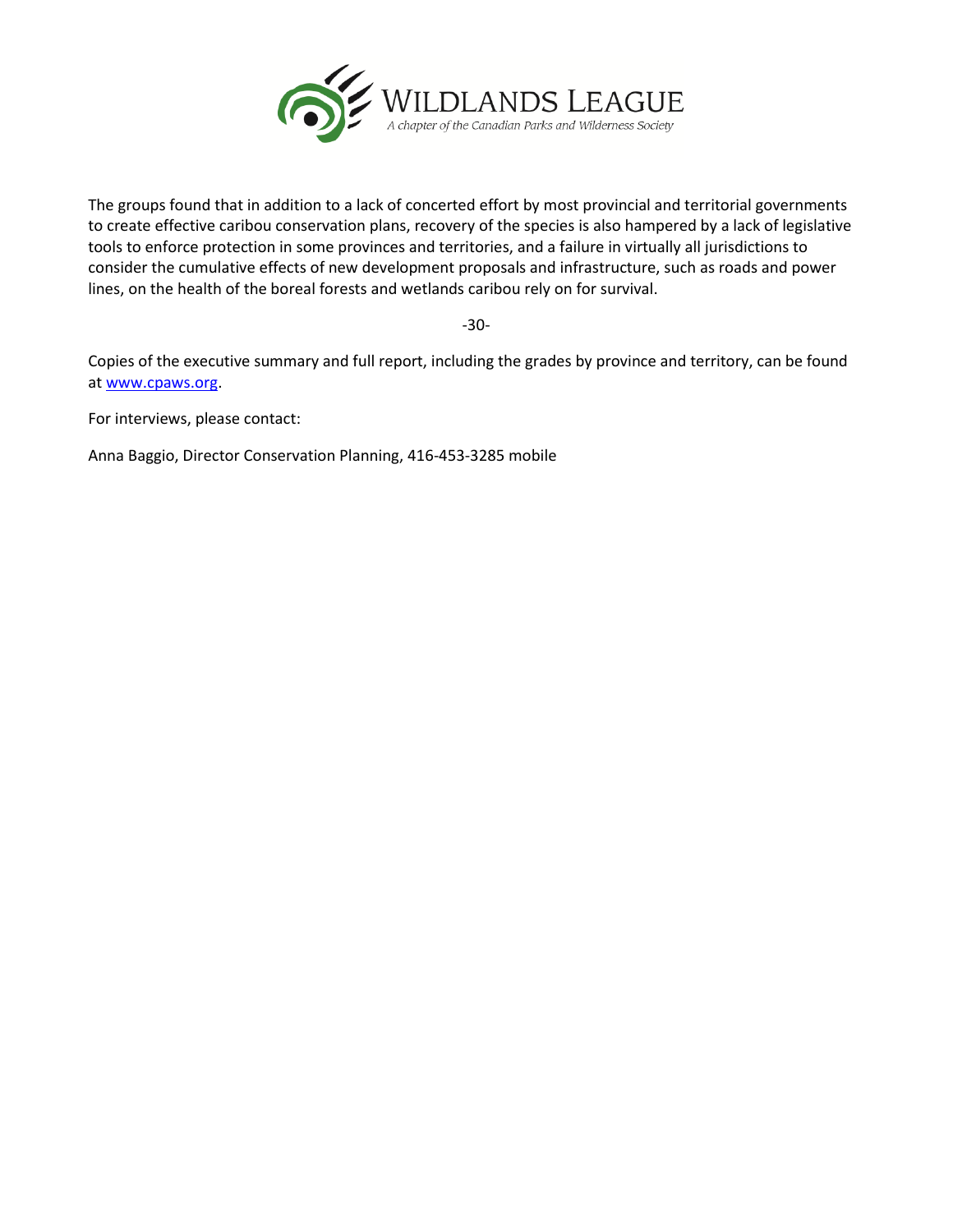The groups found that in addition to a lack of concerted effort by most provincial and territorial governments to create effective caribou conservation plans, recovery of the species is also hampered by a lack of legislative tools to enforce protection in some provinces and territories, and a failure in virtually all jurisdictions to consider the cumulative effects of new development proposals and infrastructure, such as roads and power lines, on the health of the boreal forests and wetlands caribou rely on for survival.

-30-

Copies of the executive summary and full report, including the grades by province and territory, can be found at [www.cpaws.org](http://www.cpaws.org).

For interviews, please contact:

Anna Baggio, Director Conservation Planning, 416-453-3285 mobile